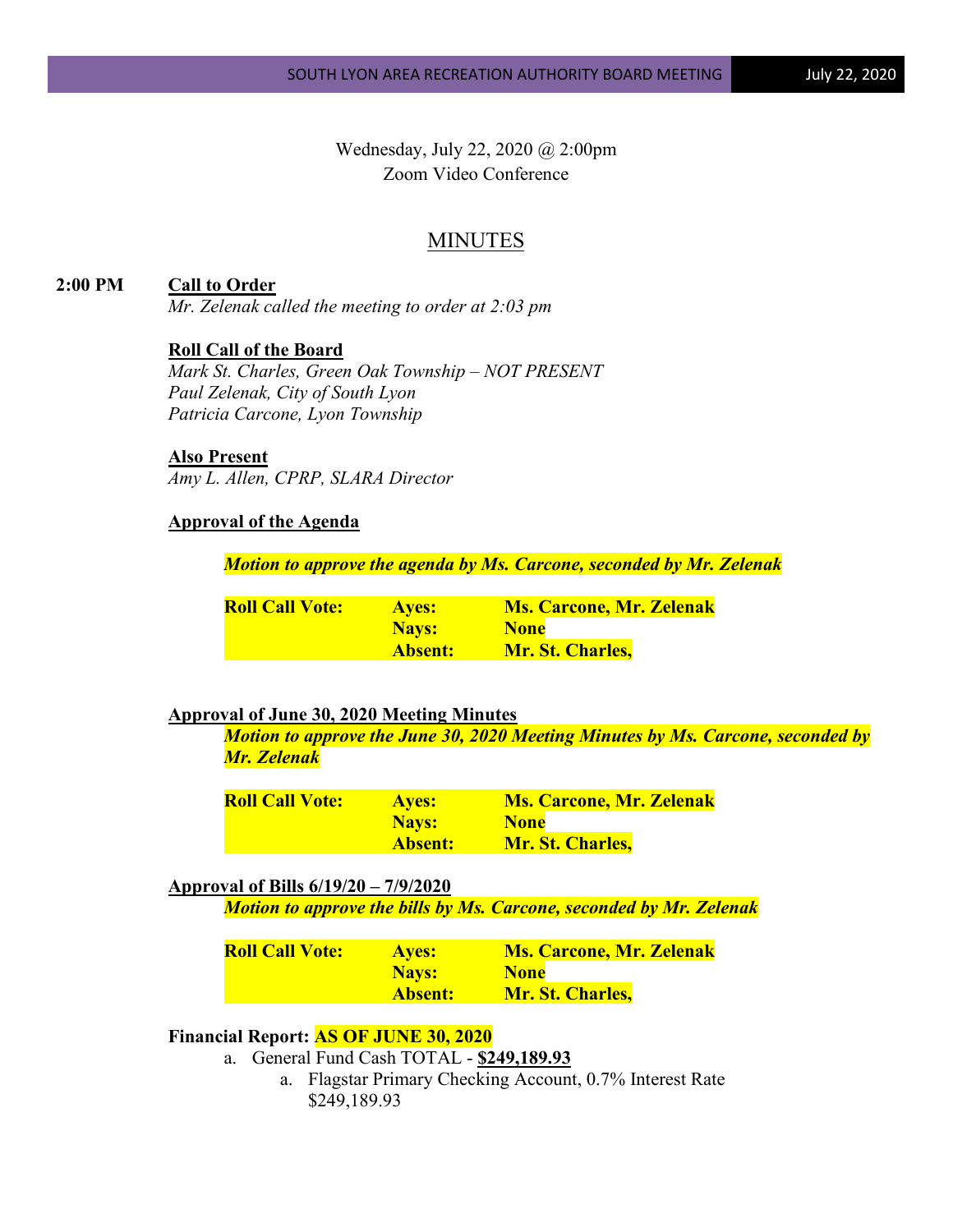Wednesday, July 22, 2020 @ 2:00pm
Zoom Video Conference

# MINUTES

**2:00 PM** **Call to Order**

*Mr. Zelenak called the meeting to order at 2:03 pm*

**Roll Call of the Board**

*Mark St. Charles, Green Oak Township – NOT PRESENT*
*Paul Zelenak, City of South Lyon*
*Patricia Carcone, Lyon Township*

**Also Present**

*Amy L. Allen, CPRP, SLARA Director*

**Approval of the Agenda**

***Motion to approve the agenda by Ms. Carcone, seconded by Mr. Zelenak***

| **Roll Call Vote:** | **Ayes:** | **Ms. Carcone, Mr. Zelenak** |
|---|---|---|
| | **Nays:** | **None** |
| | **Absent:** | **Mr. St. Charles,** |

**Approval of June 30, 2020 Meeting Minutes**

***Motion to approve the June 30, 2020 Meeting Minutes by Ms. Carcone, seconded by Mr. Zelenak***

| **Roll Call Vote:** | **Ayes:** | **Ms. Carcone, Mr. Zelenak** |
|---|---|---|
| | **Nays:** | **None** |
| | **Absent:** | **Mr. St. Charles,** |

**Approval of Bills 6/19/20 – 7/9/2020**

***Motion to approve the bills by Ms. Carcone, seconded by Mr. Zelenak***

| **Roll Call Vote:** | **Ayes:** | **Ms. Carcone, Mr. Zelenak** |
|---|---|---|
| | **Nays:** | **None** |
| | **Absent:** | **Mr. St. Charles,** |

**Financial Report: AS OF JUNE 30, 2020**

a. General Fund Cash TOTAL - **$249,189.93**
   a. Flagstar Primary Checking Account, 0.7% Interest Rate
      $249,189.93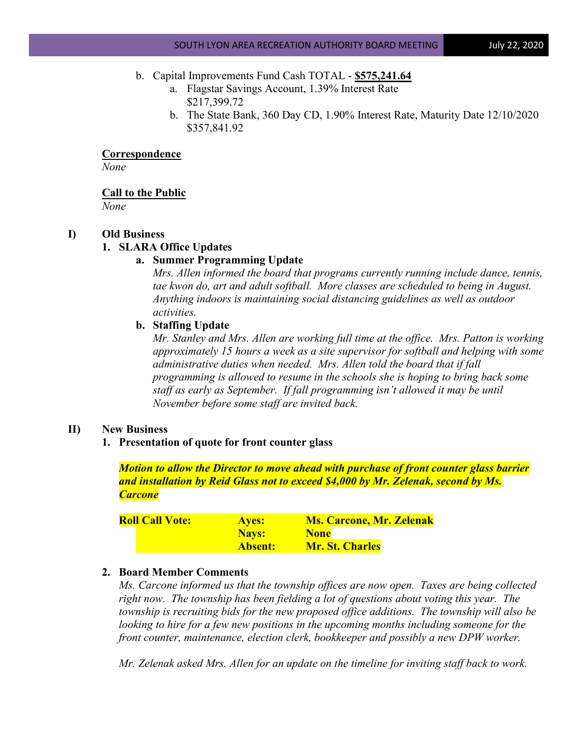b. Capital Improvements Fund Cash TOTAL - **$575,241.64**
   a. Flagstar Savings Account, 1.39% Interest Rate
      $217,399.72
   b. The State Bank, 360 Day CD, 1.90% Interest Rate, Maturity Date 12/10/2020
      $357,841.92

**Correspondence**

*None*

**Call to the Public**

*None*

## I) Old Business

### 1. SLARA Office Updates

**a. Summer Programming Update**

*Mrs. Allen informed the board that programs currently running include dance, tennis, tae kwon do, art and adult softball. More classes are scheduled to being in August. Anything indoors is maintaining social distancing guidelines as well as outdoor activities.*

**b. Staffing Update**

*Mr. Stanley and Mrs. Allen are working full time at the office. Mrs. Patton is working approximately 15 hours a week as a site supervisor for softball and helping with some administrative duties when needed. Mrs. Allen told the board that if fall programming is allowed to resume in the schools she is hoping to bring back some staff as early as September. If fall programming isn't allowed it may be until November before some staff are invited back.*

## II) New Business

### 1. Presentation of quote for front counter glass

***Motion to allow the Director to move ahead with purchase of front counter glass barrier and installation by Reid Glass not to exceed $4,000 by Mr. Zelenak, second by Ms. Carcone***

| **Roll Call Vote:** | **Ayes:** | **Ms. Carcone, Mr. Zelenak** |
|---|---|---|
| | **Nays:** | **None** |
| | **Absent:** | **Mr. St. Charles** |

### 2. Board Member Comments

*Ms. Carcone informed us that the township offices are now open. Taxes are being collected right now. The township has been fielding a lot of questions about voting this year. The township is recruiting bids for the new proposed office additions. The township will also be looking to hire for a few new positions in the upcoming months including someone for the front counter, maintenance, election clerk, bookkeeper and possibly a new DPW worker.*

*Mr. Zelenak asked Mrs. Allen for an update on the timeline for inviting staff back to work.*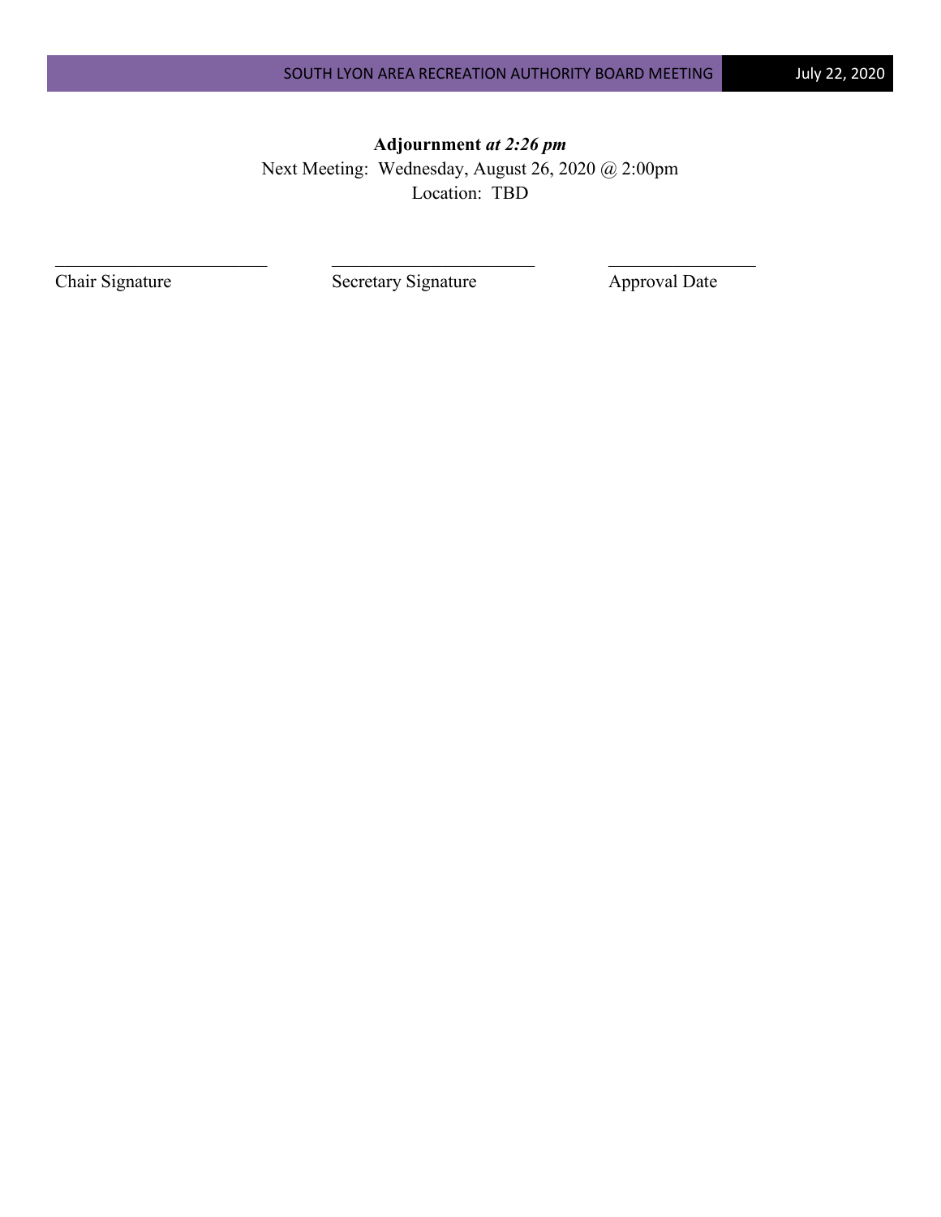**Adjournment *at 2:26 pm***

Next Meeting: Wednesday, August 26, 2020 @ 2:00pm

Location: TBD

| | | |
|---|---|---|
| ______________________ | ______________________ | ________________ |
| Chair Signature | Secretary Signature | Approval Date |